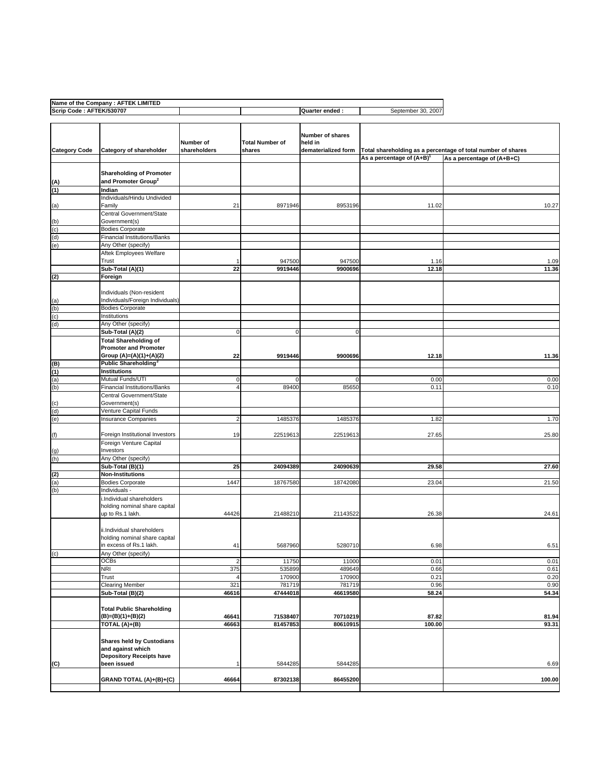| Name of the Company : AFTEK LIMITED | | | | |
|---|---|---|---|---|
| Scrip Code : AFTEK/530707 | | | Quarter ended : | September 30, 2007 |

| Category Code | Category of shareholder | Number of shareholders | Total Number of shares | Number of shares held in dematerialized form | Total shareholding as a percentage of total number of shares | |
|---|---|---|---|---|---|---|
| | | | | | As a percentage of (A+B)[1] | As a percentage of (A+B+C) |
| (A) | **Shareholding of Promoter and Promoter Group[2]** | | | | | |
| (1) | **Indian** | | | | | |
| (a) | Individuals/Hindu Undivided Family | 21 | 8971946 | 8953196 | 11.02 | 10.27 |
| (b) | Central Government/State Government(s) | | | | | |
| (c) | Bodies Corporate | | | | | |
| (d) | Financial Institutions/Banks | | | | | |
| (e) | Any Other (specify) | | | | | |
| | Aftek Employees Welfare Trust | 1 | 947500 | 947500 | 1.16 | 1.09 |
| | **Sub-Total (A)(1)** | **22** | **9919446** | **9900696** | **12.18** | **11.36** |
| (2) | **Foreign** | | | | | |
| (a) | Individuals (Non-resident Individuals/Foreign Individuals) | | | | | |
| (b) | Bodies Corporate | | | | | |
| (c) | Institutions | | | | | |
| (d) | Any Other (specify) | | | | | |
| | **Sub-Total (A)(2)** | 0 | 0 | 0 | | |
| | **Total Shareholding of Promoter and Promoter Group (A)=(A)(1)+(A)(2)** | **22** | **9919446** | **9900696** | **12.18** | **11.36** |
| (B) | **Public Shareholding[3]** | | | | | |
| (1) | **Institutions** | | | | | |
| (a) | Mutual Funds/UTI | 0 | 0 | 0 | 0.00 | 0.00 |
| (b) | Financial Institutions/Banks | 4 | 89400 | 85650 | 0.11 | 0.10 |
| (c) | Central Government/State Government(s) | | | | | |
| (d) | Venture Capital Funds | | | | | |
| (e) | Insurance Companies | 2 | 1485376 | 1485376 | 1.82 | 1.70 |
| (f) | Foreign Institutional Investors | 19 | 22519613 | 22519613 | 27.65 | 25.80 |
| (g) | Foreign Venture Capital Investors | | | | | |
| (h) | Any Other (specify) | | | | | |
| | **Sub-Total (B)(1)** | **25** | **24094389** | **24090639** | **29.58** | **27.60** |
| (2) | **Non-Institutions** | | | | | |
| (a) | Bodies Corporate | 1447 | 18767580 | 18742080 | 23.04 | 21.50 |
| (b) | Individuals - | | | | | |
| | i.Individual shareholders holding nominal share capital up to Rs.1 lakh. | 44426 | 21488210 | 21143522 | 26.38 | 24.61 |
| | ii.Individual shareholders holding nominal share capital in excess of Rs.1 lakh. | 41 | 5687960 | 5280710 | 6.98 | 6.51 |
| (c) | Any Other (specify) | | | | | |
| | OCBs | 2 | 11750 | 11000 | 0.01 | 0.01 |
| | NRI | 375 | 535899 | 489649 | 0.66 | 0.61 |
| | Trust | 4 | 170900 | 170900 | 0.21 | 0.20 |
| | Clearing Member | 321 | 781719 | 781719 | 0.96 | 0.90 |
| | **Sub-Total (B)(2)** | **46616** | **47444018** | **46619580** | **58.24** | **54.34** |
| | **Total Public Shareholding (B)=(B)(1)+(B)(2)** | **46641** | **71538407** | **70710219** | **87.82** | **81.94** |
| | **TOTAL (A)+(B)** | **46663** | **81457853** | **80610915** | **100.00** | **93.31** |
| (C) | **Shares held by Custodians and against which Depository Receipts have been issued** | 1 | 5844285 | 5844285 | | 6.69 |
| | **GRAND TOTAL (A)+(B)+(C)** | **46664** | **87302138** | **86455200** | | **100.00** |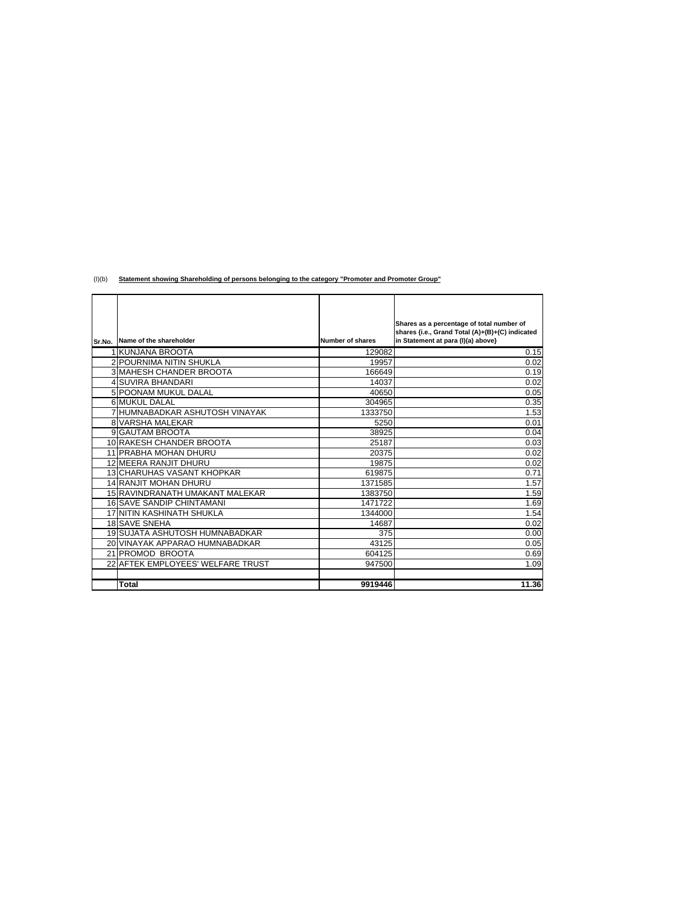(I)(b) **Statement showing Shareholding of persons belonging to the category "Promoter and Promoter Group"**

| Sr.No. | Name of the shareholder | Number of shares | Shares as a percentage of total number of shares {i.e., Grand Total (A)+(B)+(C) indicated in Statement at para (I)(a) above} |
|---|---|---|---|
| 1 | KUNJANA BROOTA | 129082 | 0.15 |
| 2 | POURNIMA NITIN SHUKLA | 19957 | 0.02 |
| 3 | MAHESH CHANDER BROOTA | 166649 | 0.19 |
| 4 | SUVIRA BHANDARI | 14037 | 0.02 |
| 5 | POONAM MUKUL DALAL | 40650 | 0.05 |
| 6 | MUKUL DALAL | 304965 | 0.35 |
| 7 | HUMNABADKAR ASHUTOSH VINAYAK | 1333750 | 1.53 |
| 8 | VARSHA MALEKAR | 5250 | 0.01 |
| 9 | GAUTAM BROOTA | 38925 | 0.04 |
| 10 | RAKESH CHANDER BROOTA | 25187 | 0.03 |
| 11 | PRABHA MOHAN DHURU | 20375 | 0.02 |
| 12 | MEERA RANJIT DHURU | 19875 | 0.02 |
| 13 | CHARUHAS VASANT KHOPKAR | 619875 | 0.71 |
| 14 | RANJIT MOHAN DHURU | 1371585 | 1.57 |
| 15 | RAVINDRANATH UMAKANT MALEKAR | 1383750 | 1.59 |
| 16 | SAVE SANDIP CHINTAMANI | 1471722 | 1.69 |
| 17 | NITIN KASHINATH SHUKLA | 1344000 | 1.54 |
| 18 | SAVE SNEHA | 14687 | 0.02 |
| 19 | SUJATA ASHUTOSH HUMNABADKAR | 375 | 0.00 |
| 20 | VINAYAK APPARAO HUMNABADKAR | 43125 | 0.05 |
| 21 | PROMOD BROOTA | 604125 | 0.69 |
| 22 | AFTEK EMPLOYEES' WELFARE TRUST | 947500 | 1.09 |
| | | | |
| | **Total** | **9919446** | **11.36** |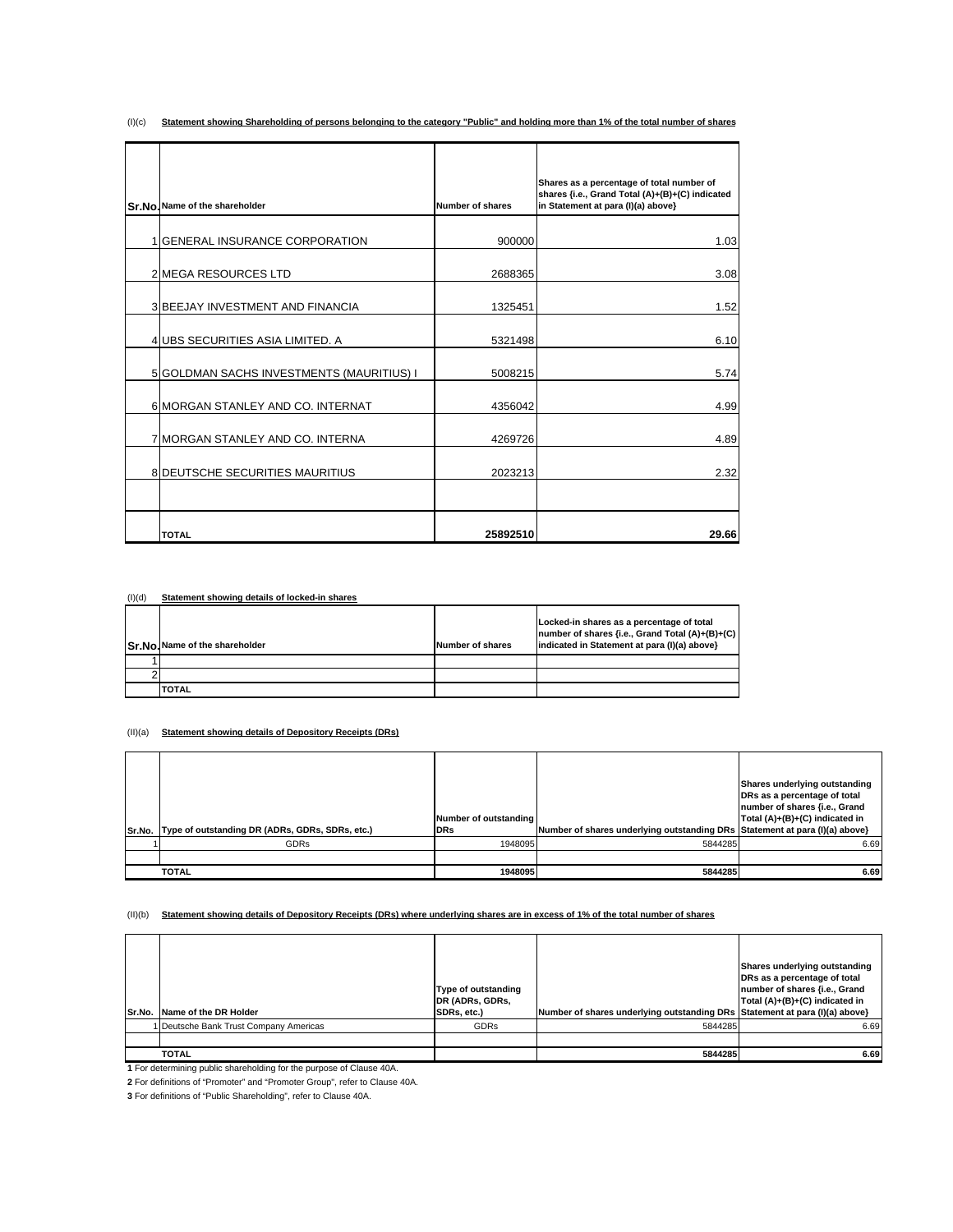(I)(c) **Statement showing Shareholding of persons belonging to the category "Public" and holding more than 1% of the total number of shares**

| Sr.No. | Name of the shareholder | Number of shares | Shares as a percentage of total number of shares {i.e., Grand Total (A)+(B)+(C) indicated in Statement at para (I)(a) above} |
|---|---|---|---|
| 1 | GENERAL INSURANCE CORPORATION | 900000 | 1.03 |
| 2 | MEGA RESOURCES LTD | 2688365 | 3.08 |
| 3 | BEEJAY INVESTMENT AND FINANCIA | 1325451 | 1.52 |
| 4 | UBS SECURITIES ASIA LIMITED. A | 5321498 | 6.10 |
| 5 | GOLDMAN SACHS INVESTMENTS (MAURITIUS) I | 5008215 | 5.74 |
| 6 | MORGAN STANLEY AND CO. INTERNAT | 4356042 | 4.99 |
| 7 | MORGAN STANLEY AND CO. INTERNA | 4269726 | 4.89 |
| 8 | DEUTSCHE SECURITIES MAURITIUS | 2023213 | 2.32 |
| | | | |
| | **TOTAL** | **25892510** | **29.66** |

(I)(d) **Statement showing details of locked-in shares**

| Sr.No. | Name of the shareholder | Number of shares | Locked-in shares as a percentage of total number of shares {i.e., Grand Total (A)+(B)+(C) indicated in Statement at para (I)(a) above} |
|---|---|---|---|
| 1 | | | |
| 2 | | | |
| | **TOTAL** | | |

(II)(a) **Statement showing details of Depository Receipts (DRs)**

| Sr.No. | Type of outstanding DR (ADRs, GDRs, SDRs, etc.) | Number of outstanding DRs | Number of shares underlying outstanding DRs | Shares underlying outstanding DRs as a percentage of total number of shares {i.e., Grand Total (A)+(B)+(C) indicated in Statement at para (I)(a) above} |
|---|---|---|---|---|
| 1 | GDRs | 1948095 | 5844285 | 6.69 |
| | | | | |
| | **TOTAL** | **1948095** | **5844285** | **6.69** |

(II)(b) **Statement showing details of Depository Receipts (DRs) where underlying shares are in excess of 1% of the total number of shares**

| Sr.No. | Name of the DR Holder | Type of outstanding DR (ADRs, GDRs, SDRs, etc.) | Number of shares underlying outstanding DRs | Shares underlying outstanding DRs as a percentage of total number of shares {i.e., Grand Total (A)+(B)+(C) indicated in Statement at para (I)(a) above} |
|---|---|---|---|---|
| 1 | Deutsche Bank Trust Company Americas | GDRs | 5844285 | 6.69 |
| | | | | |
| | **TOTAL** | | **5844285** | **6.69** |

**1** For determining public shareholding for the purpose of Clause 40A.

**2** For definitions of "Promoter" and "Promoter Group", refer to Clause 40A.

**3** For definitions of "Public Shareholding", refer to Clause 40A.